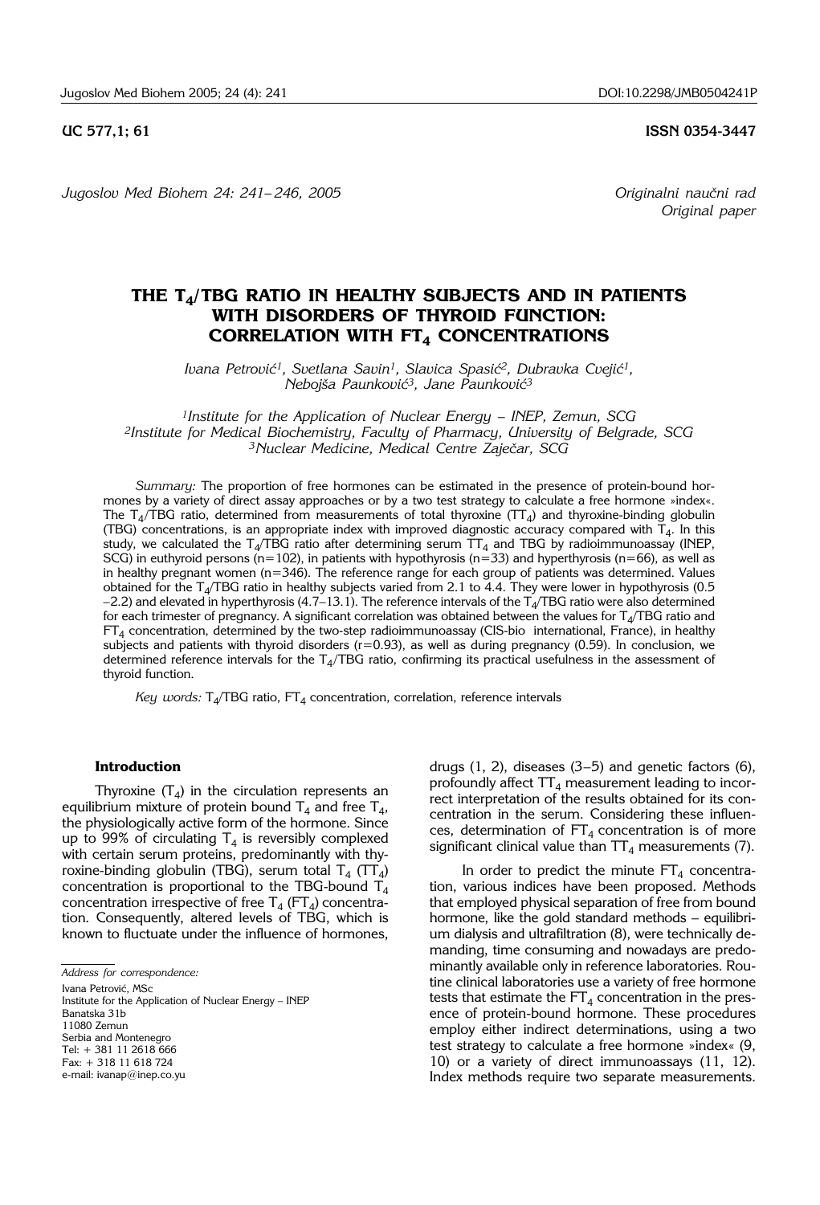UC 577,1; 61

ISSN 0354-3447

*Original paper*

# THE $T_4$/TBG RATIO IN HEALTHY SUBJECTS AND IN PATIENTS WITH DISORDERS OF THYROID FUNCTION: CORRELATION WITH $FT_4$ CONCENTRATIONS

*Ivana Petrović[1], Svetlana Savin[1], Slavica Spasić[2], Dubravka Cvejić[1], Nebojša Paunković[3], Jane Paunković[3]*

*[1]Institute for the Application of Nuclear Energy – INEP, Zemun, SCG*
*[2]Institute for Medical Biochemistry, Faculty of Pharmacy, University of Belgrade, SCG*
*[3]Nuclear Medicine, Medical Centre Zaječar, SCG*

*Summary:* The proportion of free hormones can be estimated in the presence of protein-bound hormones by a variety of direct assay approaches or by a two test strategy to calculate a free hormone »index«. The $T_4$/TBG ratio, determined from measurements of total thyroxine ($TT_4$) and thyroxine-binding globulin (TBG) concentrations, is an appropriate index with improved diagnostic accuracy compared with $T_4$. In this study, we calculated the $T_4$/TBG ratio after determining serum $TT_4$ and TBG by radioimmunoassay (INEP, SCG) in euthyroid persons (n=102), in patients with hypothyrosis (n=33) and hyperthyrosis (n=66), as well as in healthy pregnant women (n=346). The reference range for each group of patients was determined. Values obtained for the $T_4$/TBG ratio in healthy subjects varied from 2.1 to 4.4. They were lower in hypothyrosis (0.5 –2.2) and elevated in hyperthyrosis (4.7–13.1). The reference intervals of the $T_4$/TBG ratio were also determined for each trimester of pregnancy. A significant correlation was obtained between the values for $T_4$/TBG ratio and $FT_4$ concentration, determined by the two-step radioimmunoassay (CIS-bio international, France), in healthy subjects and patients with thyroid disorders (r=0.93), as well as during pregnancy (0.59). In conclusion, we determined reference intervals for the $T_4$/TBG ratio, confirming its practical usefulness in the assessment of thyroid function.

*Key words:* $T_4$/TBG ratio, $FT_4$ concentration, correlation, reference intervals

## Introduction

Thyroxine ($T_4$) in the circulation represents an equilibrium mixture of protein bound $T_4$ and free $T_4$, the physiologically active form of the hormone. Since up to 99% of circulating $T_4$ is reversibly complexed with certain serum proteins, predominantly with thyroxine-binding globulin (TBG), serum total $T_4$ ($TT_4$) concentration is proportional to the TBG-bound $T_4$ concentration irrespective of free $T_4$ ($FT_4$) concentration. Consequently, altered levels of TBG, which is known to fluctuate under the influence of hormones, drugs (1, 2), diseases (3–5) and genetic factors (6), profoundly affect $TT_4$ measurement leading to incorrect interpretation of the results obtained for its concentration in the serum. Considering these influences, determination of $FT_4$ concentration is of more significant clinical value than $TT_4$ measurements (7).

In order to predict the minute $FT_4$ concentration, various indices have been proposed. Methods that employed physical separation of free from bound hormone, like the gold standard methods – equilibrium dialysis and ultrafiltration (8), were technically demanding, time consuming and nowadays are predominantly available only in reference laboratories. Routine clinical laboratories use a variety of free hormone tests that estimate the $FT_4$ concentration in the presence of protein-bound hormone. These procedures employ either indirect determinations, using a two test strategy to calculate a free hormone »index« (9, 10) or a variety of direct immunoassays (11, 12). Index methods require two separate measurements.

*Address for correspondence:*
Ivana Petrović, MSc
Institute for the Application of Nuclear Energy – INEP
Banatska 31b
11080 Zemun
Serbia and Montenegro
Tel: + 381 11 2618 666
Fax: + 318 11 618 724
e-mail: ivanap@inep.co.yu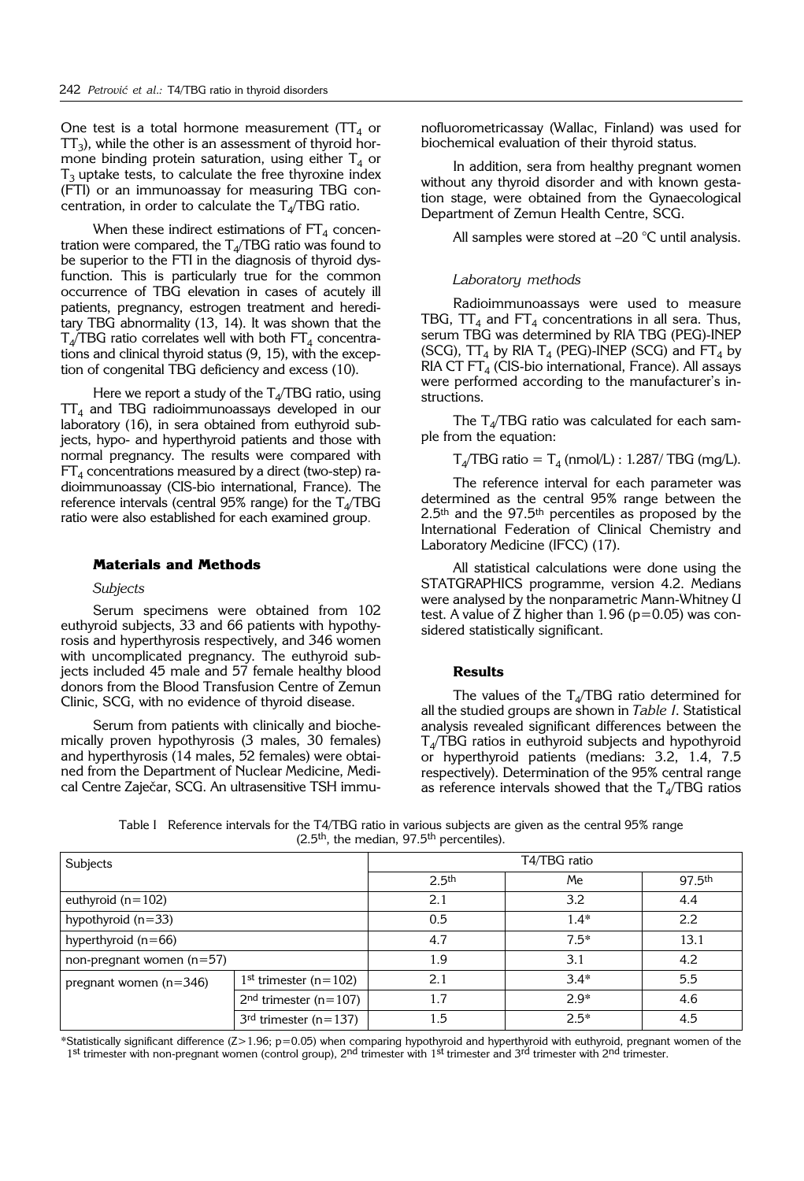One test is a total hormone measurement ($TT_4$ or $TT_3$), while the other is an assessment of thyroid hormone binding protein saturation, using either $T_4$ or $T_3$ uptake tests, to calculate the free thyroxine index (FTI) or an immunoassay for measuring TBG concentration, in order to calculate the $T_4$/TBG ratio.

When these indirect estimations of $FT_4$ concentration were compared, the $T_4$/TBG ratio was found to be superior to the FTI in the diagnosis of thyroid dysfunction. This is particularly true for the common occurrence of TBG elevation in cases of acutely ill patients, pregnancy, estrogen treatment and hereditary TBG abnormality (13, 14). It was shown that the $T_4$/TBG ratio correlates well with both $FT_4$ concentrations and clinical thyroid status (9, 15), with the exception of congenital TBG deficiency and excess (10).

Here we report a study of the $T_4$/TBG ratio, using $TT_4$ and TBG radioimmunoassays developed in our laboratory (16), in sera obtained from euthyroid subjects, hypo- and hyperthyroid patients and those with normal pregnancy. The results were compared with $FT_4$ concentrations measured by a direct (two-step) radioimmunoassay (CIS-bio international, France). The reference intervals (central 95% range) for the $T_4$/TBG ratio were also established for each examined group.

## Materials and Methods

### *Subjects*

Serum specimens were obtained from 102 euthyroid subjects, 33 and 66 patients with hypothyrosis and hyperthyrosis respectively, and 346 women with uncomplicated pregnancy. The euthyroid subjects included 45 male and 57 female healthy blood donors from the Blood Transfusion Centre of Zemun Clinic, SCG, with no evidence of thyroid disease.

Serum from patients with clinically and biochemically proven hypothyrosis (3 males, 30 females) and hyperthyrosis (14 males, 52 females) were obtained from the Department of Nuclear Medicine, Medical Centre Zaječar, SCG. An ultrasensitive TSH immunofluorometricassay (Wallac, Finland) was used for biochemical evaluation of their thyroid status.

In addition, sera from healthy pregnant women without any thyroid disorder and with known gestation stage, were obtained from the Gynaecological Department of Zemun Health Centre, SCG.

All samples were stored at –20 °C until analysis.

### *Laboratory methods*

Radioimmunoassays were used to measure TBG, $TT_4$ and $FT_4$ concentrations in all sera. Thus, serum TBG was determined by RIA TBG (PEG)-INEP (SCG), $TT_4$ by RIA $T_4$ (PEG)-INEP (SCG) and $FT_4$ by RIA CT $FT_4$ (CIS-bio international, France). All assays were performed according to the manufacturer's instructions.

The $T_4$/TBG ratio was calculated for each sample from the equation:

$$T_4/\text{TBG ratio} = T_4\ (\text{nmol/L}) : 1.287/\ \text{TBG}\ (\text{mg/L}).$$

The reference interval for each parameter was determined as the central 95% range between the 2.5th and the 97.5th percentiles as proposed by the International Federation of Clinical Chemistry and Laboratory Medicine (IFCC) (17).

All statistical calculations were done using the STATGRAPHICS programme, version 4.2. Medians were analysed by the nonparametric Mann-Whitney U test. A value of Z higher than 1.96 ($p=0.05$) was considered statistically significant.

## Results

The values of the $T_4$/TBG ratio determined for all the studied groups are shown in *Table I*. Statistical analysis revealed significant differences between the $T_4$/TBG ratios in euthyroid subjects and hypothyroid or hyperthyroid patients (medians: 3.2, 1.4, 7.5 respectively). Determination of the 95% central range as reference intervals showed that the $T_4$/TBG ratios

Table I Reference intervals for the T4/TBG ratio in various subjects are given as the central 95% range (2.5th, the median, 97.5th percentiles).

| Subjects | | T4/TBG ratio | | |
|---|---|---|---|---|
| | | 2.5th | Me | 97.5th |
| euthyroid (n=102) | | 2.1 | 3.2 | 4.4 |
| hypothyroid (n=33) | | 0.5 | 1.4* | 2.2 |
| hyperthyroid (n=66) | | 4.7 | 7.5* | 13.1 |
| non-pregnant women (n=57) | | 1.9 | 3.1 | 4.2 |
| pregnant women (n=346) | 1st trimester (n=102) | 2.1 | 3.4* | 5.5 |
| | 2nd trimester (n=107) | 1.7 | 2.9* | 4.6 |
| | 3rd trimester (n=137) | 1.5 | 2.5* | 4.5 |

*Statistically significant difference (Z>1.96; p=0.05) when comparing hypothyroid and hyperthyroid with euthyroid, pregnant women of the 1st trimester with non-pregnant women (control group), 2nd trimester with 1st trimester and 3rd trimester with 2nd trimester.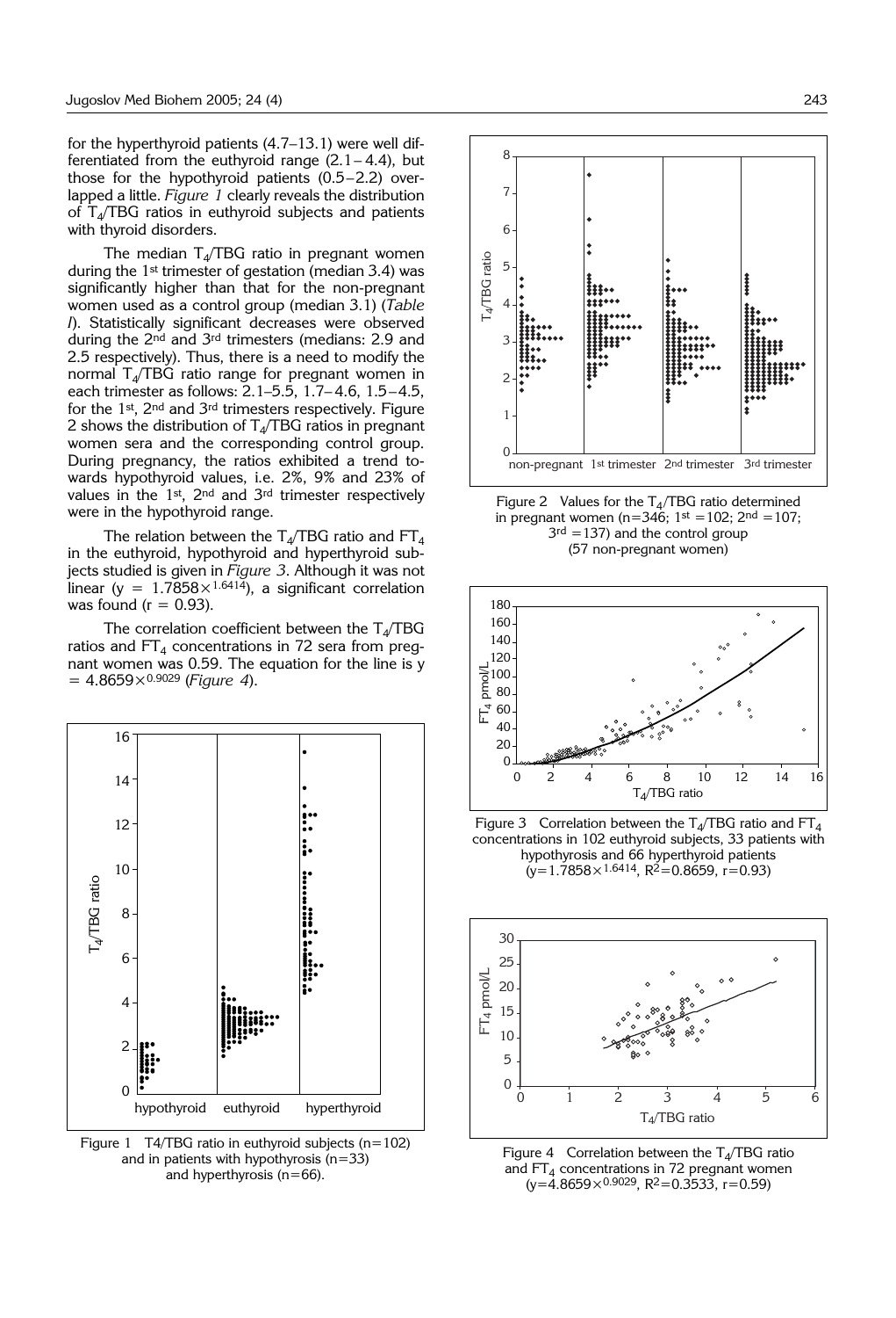for the hyperthyroid patients (4.7–13.1) were well differentiated from the euthyroid range (2.1 – 4.4), but those for the hypothyroid patients (0.5 – 2.2) overlapped a little. *Figure 1* clearly reveals the distribution of $T_4$/TBG ratios in euthyroid subjects and patients with thyroid disorders.

The median $T_4$/TBG ratio in pregnant women during the 1st trimester of gestation (median 3.4) was significantly higher than that for the non-pregnant women used as a control group (median 3.1) (*Table I*). Statistically significant decreases were observed during the 2nd and 3rd trimesters (medians: 2.9 and 2.5 respectively). Thus, there is a need to modify the normal $T_4$/TBG ratio range for pregnant women in each trimester as follows: 2.1–5.5, 1.7– 4.6, 1.5 – 4.5, for the 1st, 2nd and 3rd trimesters respectively. Figure 2 shows the distribution of $T_4$/TBG ratios in pregnant women sera and the corresponding control group. During pregnancy, the ratios exhibited a trend towards hypothyroid values, i.e. 2%, 9% and 23% of values in the 1st, 2nd and 3rd trimester respectively were in the hypothyroid range.

The relation between the $T_4$/TBG ratio and $FT_4$ in the euthyroid, hypothyroid and hyperthyroid subjects studied is given in *Figure 3*. Although it was not linear ($y = 1.7858 \times^{1.6414}$), a significant correlation was found ($r = 0.93$).

The correlation coefficient between the $T_4$/TBG ratios and $FT_4$ concentrations in 72 sera from pregnant women was 0.59. The equation for the line is $y = 4.8659 \times^{0.9029}$ (*Figure 4*).

Figure 1 T4/TBG ratio in euthyroid subjects (n=102) and in patients with hypothyrosis (n=33) and hyperthyrosis (n=66).

Figure 2 Values for the $T_4$/TBG ratio determined in pregnant women (n=346; 1st =102; 2nd =107; 3rd =137) and the control group (57 non-pregnant women)

Figure 3 Correlation between the $T_4$/TBG ratio and $FT_4$ concentrations in 102 euthyroid subjects, 33 patients with hypothyrosis and 66 hyperthyroid patients ($y=1.7858 \times^{1.6414}$, $R^2=0.8659$, $r=0.93$)

Figure 4 Correlation between the $T_4$/TBG ratio and $FT_4$ concentrations in 72 pregnant women ($y=4.8659 \times^{0.9029}$, $R^2=0.3533$, $r=0.59$)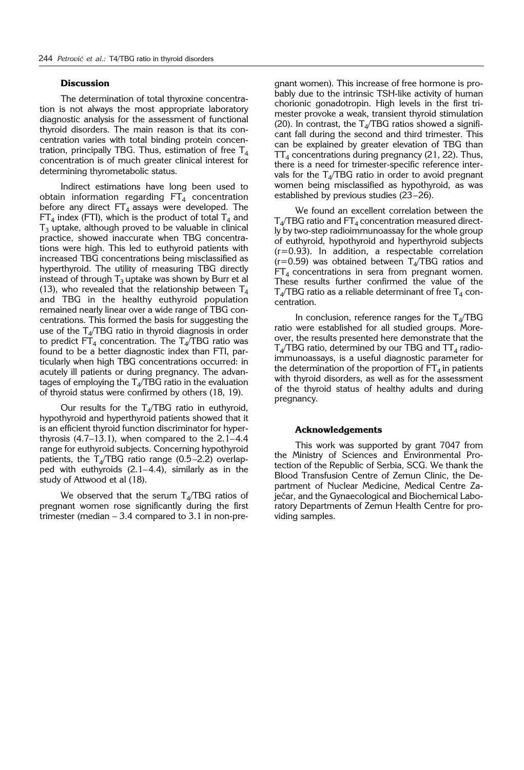## Discussion

The determination of total thyroxine concentration is not always the most appropriate laboratory diagnostic analysis for the assessment of functional thyroid disorders. The main reason is that its concentration varies with total binding protein concentration, principally TBG. Thus, estimation of free $T_4$ concentration is of much greater clinical interest for determining thyrometabolic status.

Indirect estimations have long been used to obtain information regarding $FT_4$ concentration before any direct $FT_4$ assays were developed. The $FT_4$ index (FTI), which is the product of total $T_4$ and $T_3$ uptake, although proved to be valuable in clinical practice, showed inaccurate when TBG concentrations were high. This led to euthyroid patients with increased TBG concentrations being misclassified as hyperthyroid. The utility of measuring TBG directly instead of through $T_3$ uptake was shown by Burr et al (13), who revealed that the relationship between $T_4$ and TBG in the healthy euthyroid population remained nearly linear over a wide range of TBG concentrations. This formed the basis for suggesting the use of the $T_4$/TBG ratio in thyroid diagnosis in order to predict $FT_4$ concentration. The $T_4$/TBG ratio was found to be a better diagnostic index than FTI, particularly when high TBG concentrations occurred: in acutely ill patients or during pregnancy. The advantages of employing the $T_4$/TBG ratio in the evaluation of thyroid status were confirmed by others (18, 19).

Our results for the $T_4$/TBG ratio in euthyroid, hypothyroid and hyperthyroid patients showed that it is an efficient thyroid function discriminator for hyperthyrosis (4.7–13.1), when compared to the 2.1–4.4 range for euthyroid subjects. Concerning hypothyroid patients, the $T_4$/TBG ratio range (0.5–2.2) overlapped with euthyroids (2.1–4.4), similarly as in the study of Attwood et al (18).

We observed that the serum $T_4$/TBG ratios of pregnant women rose significantly during the first trimester (median – 3.4 compared to 3.1 in non-pregnant women). This increase of free hormone is probably due to the intrinsic TSH-like activity of human chorionic gonadotropin. High levels in the first trimester provoke a weak, transient thyroid stimulation (20). In contrast, the $T_4$/TBG ratios showed a significant fall during the second and third trimester. This can be explained by greater elevation of TBG than $TT_4$ concentrations during pregnancy (21, 22). Thus, there is a need for trimester-specific reference intervals for the $T_4$/TBG ratio in order to avoid pregnant women being misclassified as hypothyroid, as was established by previous studies (23–26).

We found an excellent correlation between the $T_4$/TBG ratio and $FT_4$ concentration measured directly by two-step radioimmunoassay for the whole group of euthyroid, hypothyroid and hyperthyroid subjects ($r=0.93$). In addition, a respectable correlation ($r=0.59$) was obtained between $T_4$/TBG ratios and $FT_4$ concentrations in sera from pregnant women. These results further confirmed the value of the $T_4$/TBG ratio as a reliable determinant of free $T_4$ concentration.

In conclusion, reference ranges for the $T_4$/TBG ratio were established for all studied groups. Moreover, the results presented here demonstrate that the $T_4$/TBG ratio, determined by our TBG and $TT_4$ radioimmunoassays, is a useful diagnostic parameter for the determination of the proportion of $FT_4$ in patients with thyroid disorders, as well as for the assessment of the thyroid status of healthy adults and during pregnancy.

## Acknowledgements

This work was supported by grant 7047 from the Ministry of Sciences and Environmental Protection of the Republic of Serbia, SCG. We thank the Blood Transfusion Centre of Zemun Clinic, the Department of Nuclear Medicine, Medical Centre Zaječar, and the Gynaecological and Biochemical Laboratory Departments of Zemun Health Centre for providing samples.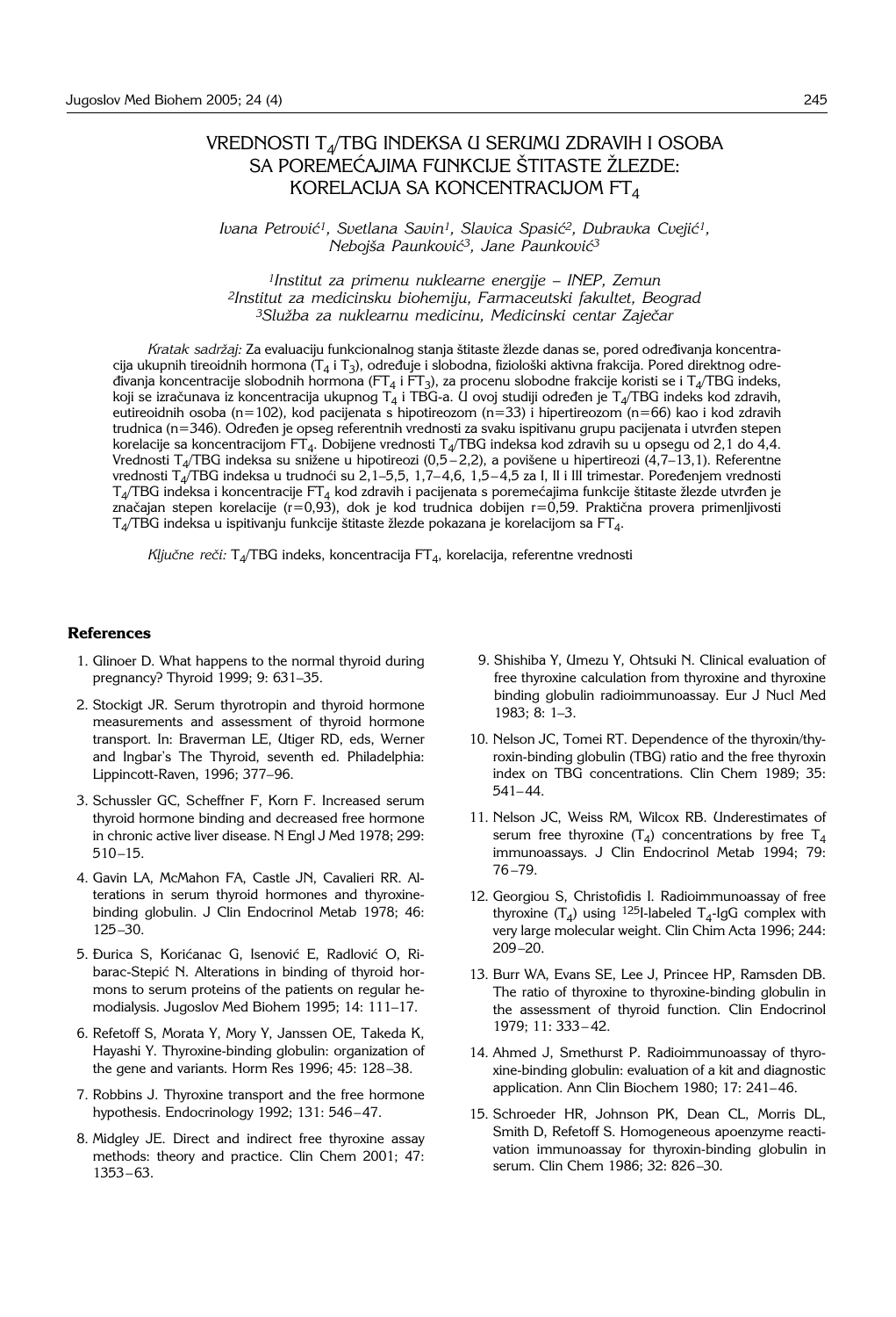# VREDNOSTI $T_4$/TBG INDEKSA U SERUMU ZDRAVIH I OSOBA SA POREMEĆAJIMA FUNKCIJE ŠTITASTE ŽLEZDE: KORELACIJA SA KONCENTRACIJOM $FT_4$

*Ivana Petrović[1], Svetlana Savin[1], Slavica Spasić[2], Dubravka Cvejić[1], Nebojša Paunković[3], Jane Paunković[3]*

*[1]Institut za primenu nuklearne energije – INEP, Zemun*
*[2]Institut za medicinsku biohemiju, Farmaceutski fakultet, Beograd*
*[3]Služba za nuklearnu medicinu, Medicinski centar Zaječar*

*Kratak sadržaj:* Za evaluaciju funkcionalnog stanja štitaste žlezde danas se, pored određivanja koncentracija ukupnih tireoidnih hormona ($T_4$ i $T_3$), određuje i slobodna, fiziološki aktivna frakcija. Pored direktnog određivanja koncentracije slobodnih hormona ($FT_4$ i $FT_3$), za procenu slobodne frakcije koristi se i $T_4$/TBG indeks, koji se izračunava iz koncentracija ukupnog $T_4$ i TBG-a. U ovoj studiji određen je $T_4$/TBG indeks kod zdravih, eutireoidnih osoba (n=102), kod pacijenata s hipotireozom (n=33) i hipertireozom (n=66) kao i kod zdravih trudnica (n=346). Određen je opseg referentnih vrednosti za svaku ispitivanu grupu pacijenata i utvrđen stepen korelacije sa koncentracijom $FT_4$. Dobijene vrednosti $T_4$/TBG indeksa kod zdravih su u opsegu od 2,1 do 4,4. Vrednosti $T_4$/TBG indeksa su snižene u hipotireozi (0,5–2,2), a povišene u hipertireozi (4,7–13,1). Referentne vrednosti $T_4$/TBG indeksa u trudnoći su 2,1–5,5, 1,7–4,6, 1,5–4,5 za I, II i III trimestar. Poređenjem vrednosti $T_4$/TBG indeksa i koncentracije $FT_4$ kod zdravih i pacijenata s poremećajima funkcije štitaste žlezde utvrđen je značajan stepen korelacije (r=0,93), dok je kod trudnica dobijen r=0,59. Praktična provera primenljivosti $T_4$/TBG indeksa u ispitivanju funkcije štitaste žlezde pokazana je korelacijom sa $FT_4$.

*Ključne reči:* $T_4$/TBG indeks, koncentracija $FT_4$, korelacija, referentne vrednosti

## References

1. Glinoer D. What happens to the normal thyroid during pregnancy? Thyroid 1999; 9: 631–35.
2. Stockigt JR. Serum thyrotropin and thyroid hormone measurements and assessment of thyroid hormone transport. In: Braverman LE, Utiger RD, eds, Werner and Ingbar's The Thyroid, seventh ed. Philadelphia: Lippincott-Raven, 1996; 377–96.
3. Schussler GC, Scheffner F, Korn F. Increased serum thyroid hormone binding and decreased free hormone in chronic active liver disease. N Engl J Med 1978; 299: 510–15.
4. Gavin LA, McMahon FA, Castle JN, Cavalieri RR. Alterations in serum thyroid hormones and thyroxine-binding globulin. J Clin Endocrinol Metab 1978; 46: 125–30.
5. Đurica S, Korićanac G, Isenović E, Radlović O, Ribarac-Stepić N. Alterations in binding of thyroid hormons to serum proteins of the patients on regular hemodialysis. Jugoslov Med Biohem 1995; 14: 111–17.
6. Refetoff S, Morata Y, Mory Y, Janssen OE, Takeda K, Hayashi Y. Thyroxine-binding globulin: organization of the gene and variants. Horm Res 1996; 45: 128–38.
7. Robbins J. Thyroxine transport and the free hormone hypothesis. Endocrinology 1992; 131: 546–47.
8. Midgley JE. Direct and indirect free thyroxine assay methods: theory and practice. Clin Chem 2001; 47: 1353–63.
9. Shishiba Y, Umezu Y, Ohtsuki N. Clinical evaluation of free thyroxine calculation from thyroxine and thyroxine binding globulin radioimmunoassay. Eur J Nucl Med 1983; 8: 1–3.
10. Nelson JC, Tomei RT. Dependence of the thyroxin/thyroxin-binding globulin (TBG) ratio and the free thyroxin index on TBG concentrations. Clin Chem 1989; 35: 541–44.
11. Nelson JC, Weiss RM, Wilcox RB. Underestimates of serum free thyroxine ($T_4$) concentrations by free $T_4$ immunoassays. J Clin Endocrinol Metab 1994; 79: 76–79.
12. Georgiou S, Christofidis I. Radioimmunoassay of free thyroxine ($T_4$) using $^{125}$I-labeled $T_4$-IgG complex with very large molecular weight. Clin Chim Acta 1996; 244: 209–20.
13. Burr WA, Evans SE, Lee J, Princee HP, Ramsden DB. The ratio of thyroxine to thyroxine-binding globulin in the assessment of thyroid function. Clin Endocrinol 1979; 11: 333–42.
14. Ahmed J, Smethurst P. Radioimmunoassay of thyroxine-binding globulin: evaluation of a kit and diagnostic application. Ann Clin Biochem 1980; 17: 241–46.
15. Schroeder HR, Johnson PK, Dean CL, Morris DL, Smith D, Refetoff S. Homogeneous apoenzyme reactivation immunoassay for thyroxin-binding globulin in serum. Clin Chem 1986; 32: 826–30.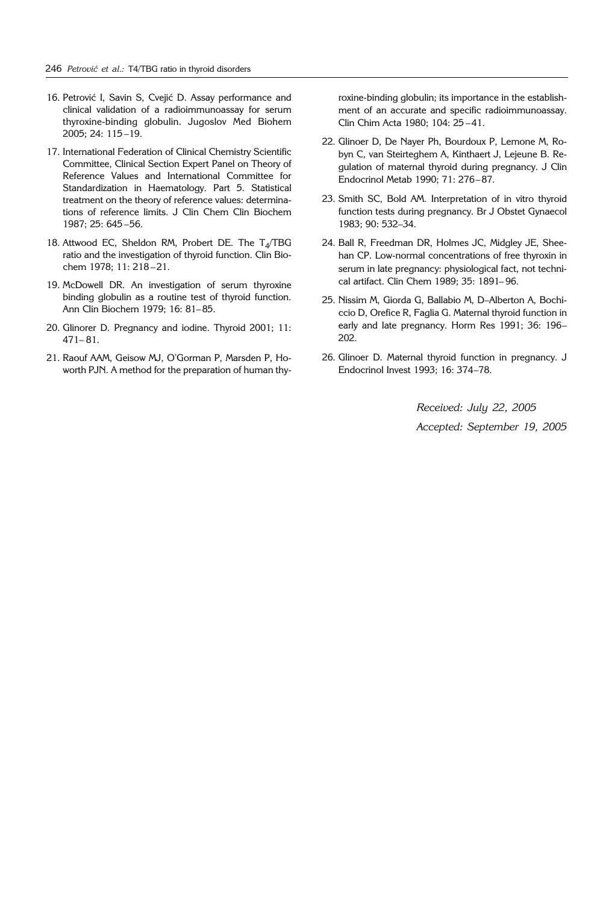16. Petrović I, Savin S, Cvejić D. Assay performance and clinical validation of a radioimmunoassay for serum thyroxine-binding globulin. Jugoslov Med Biohem 2005; 24: 115–19.
17. International Federation of Clinical Chemistry Scientific Committee, Clinical Section Expert Panel on Theory of Reference Values and International Committee for Standardization in Haematology. Part 5. Statistical treatment on the theory of reference values: determinations of reference limits. J Clin Chem Clin Biochem 1987; 25: 645–56.
18. Attwood EC, Sheldon RM, Probert DE. The $T_4$/TBG ratio and the investigation of thyroid function. Clin Biochem 1978; 11: 218–21.
19. McDowell DR. An investigation of serum thyroxine binding globulin as a routine test of thyroid function. Ann Clin Biochem 1979; 16: 81–85.
20. Glinorer D. Pregnancy and iodine. Thyroid 2001; 11: 471–81.
21. Raouf AAM, Geisow MJ, O'Gorman P, Marsden P, Howorth PJN. A method for the preparation of human thyroxine-binding globulin; its importance in the establishment of an accurate and specific radioimmunoassay. Clin Chim Acta 1980; 104: 25–41.
22. Glinoer D, De Nayer Ph, Bourdoux P, Lemone M, Robyn C, van Steirteghem A, Kinthaert J, Lejeune B. Regulation of maternal thyroid during pregnancy. J Clin Endocrinol Metab 1990; 71: 276–87.
23. Smith SC, Bold AM. Interpretation of in vitro thyroid function tests during pregnancy. Br J Obstet Gynaecol 1983; 90: 532–34.
24. Ball R, Freedman DR, Holmes JC, Midgley JE, Sheehan CP. Low-normal concentrations of free thyroxin in serum in late pregnancy: physiological fact, not technical artifact. Clin Chem 1989; 35: 1891–96.
25. Nissim M, Giorda G, Ballabio M, D–Alberton A, Bochiccio D, Orefice R, Faglia G. Maternal thyroid function in early and late pregnancy. Horm Res 1991; 36: 196–202.
26. Glinoer D. Maternal thyroid function in pregnancy. J Endocrinol Invest 1993; 16: 374–78.

*Received: July 22, 2005*

*Accepted: September 19, 2005*